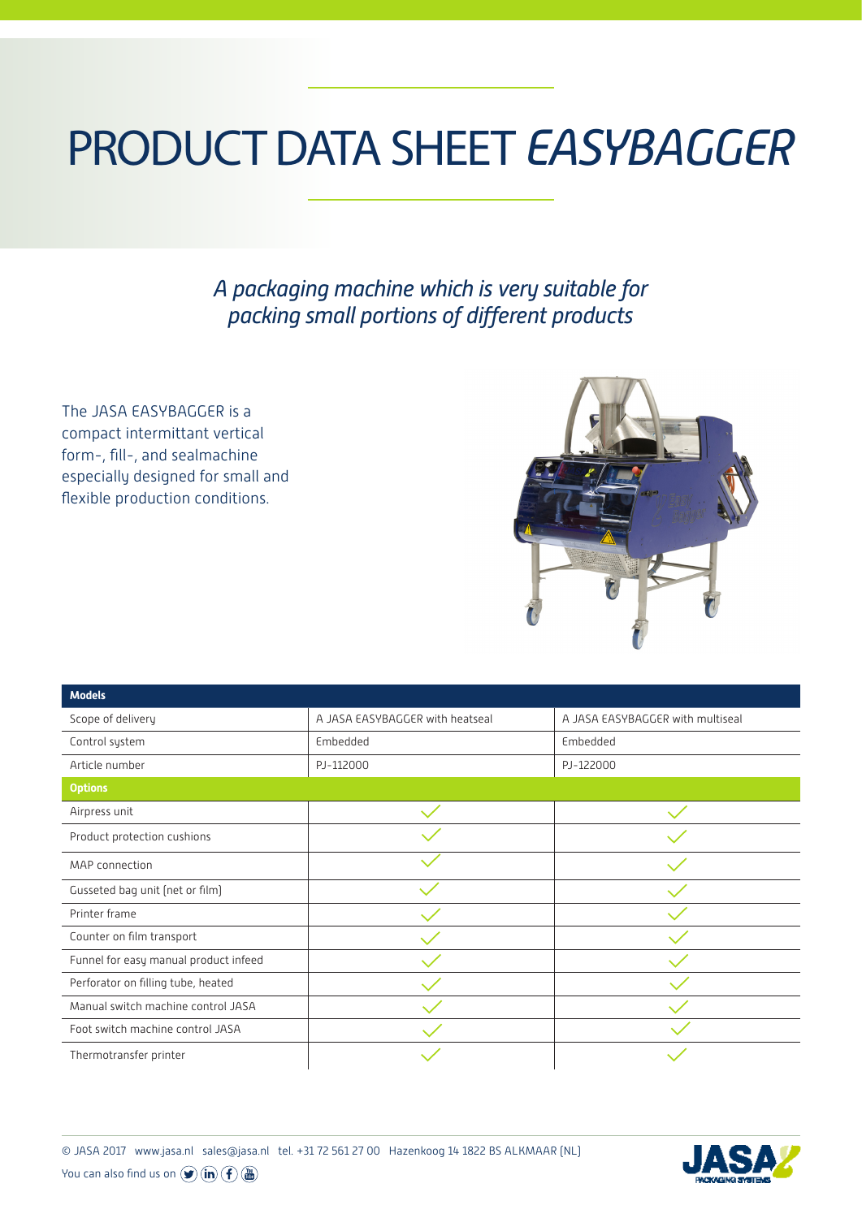# PRODUCT DATA SHEET *EASYBAGGER*

*A packaging machine which is very suitable for packing small portions of different products*

The JASA EASYBAGGER is a compact intermittant vertical form-, fill-, and sealmachine especially designed for small and flexible production conditions.

| **Models** | | |
|---|---|---|
| Scope of delivery | A JASA EASYBAGGER with heatseal | A JASA EASYBAGGER with multiseal |
| Control system | Embedded | Embedded |
| Article number | PJ-112000 | PJ-122000 |
| **Options** | | |
| Airpress unit | ✓ | ✓ |
| Product protection cushions | ✓ | ✓ |
| MAP connection | ✓ | ✓ |
| Gusseted bag unit (net or film) | ✓ | ✓ |
| Printer frame | ✓ | ✓ |
| Counter on film transport | ✓ | ✓ |
| Funnel for easy manual product infeed | ✓ | ✓ |
| Perforator on filling tube, heated | ✓ | ✓ |
| Manual switch machine control JASA | ✓ | ✓ |
| Foot switch machine control JASA | ✓ | ✓ |
| Thermotransfer printer | ✓ | ✓ |

© JASA 2017 www.jasa.nl sales@jasa.nl tel. +31 72 561 27 00 Hazenkoog 14 1822 BS ALKMAAR (NL)

You can also find us on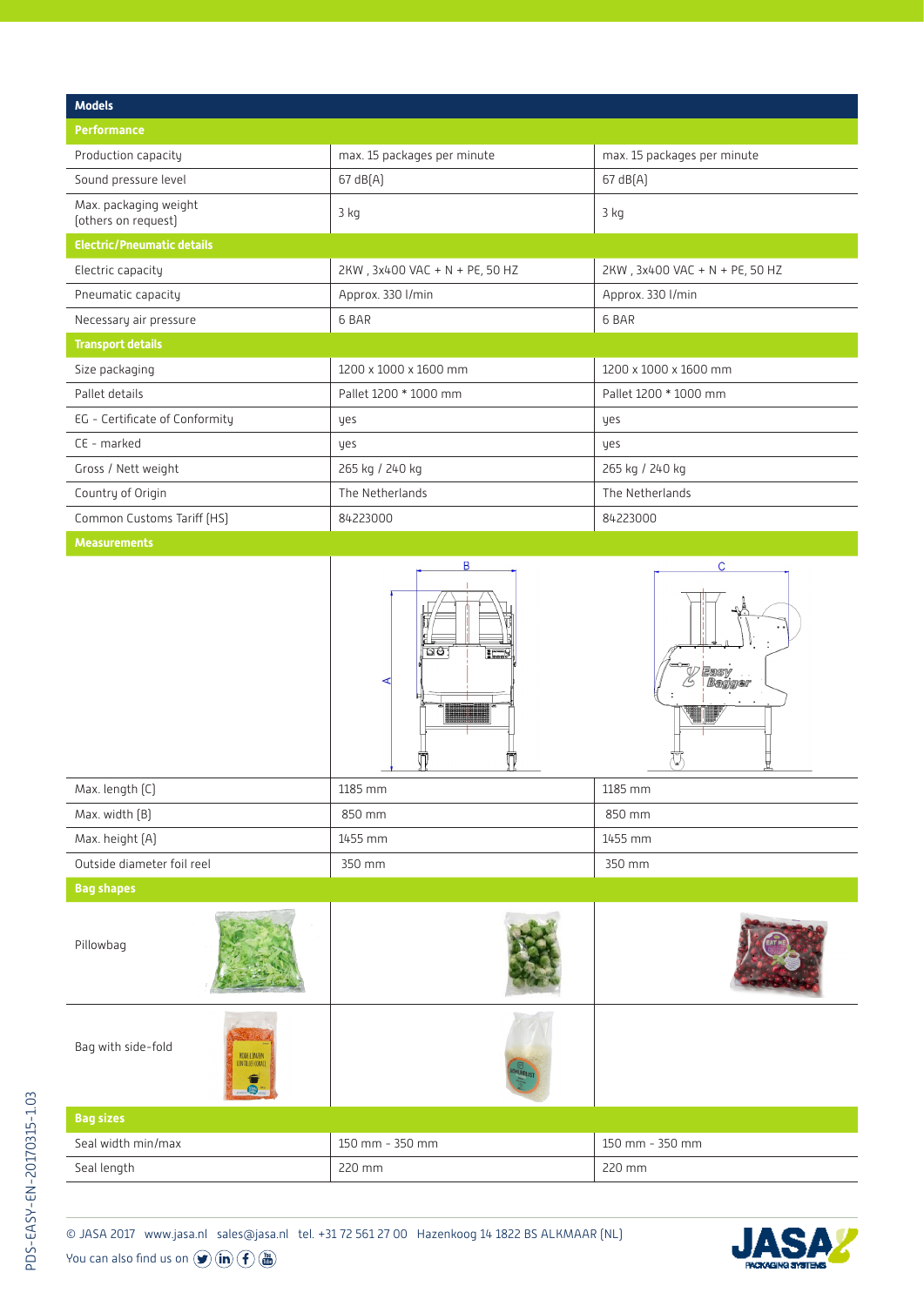| Models | | |
|---|---|---|
| **Performance** | | |
| Production capacity | max. 15 packages per minute | max. 15 packages per minute |
| Sound pressure level | 67 dB(A) | 67 dB(A) |
| Max. packaging weight (others on request) | 3 kg | 3 kg |
| **Electric/Pneumatic details** | | |
| Electric capacity | 2KW , 3x400 VAC + N + PE, 50 HZ | 2KW , 3x400 VAC + N + PE, 50 HZ |
| Pneumatic capacity | Approx. 330 l/min | Approx. 330 l/min |
| Necessary air pressure | 6 BAR | 6 BAR |
| **Transport details** | | |
| Size packaging | 1200 x 1000 x 1600 mm | 1200 x 1000 x 1600 mm |
| Pallet details | Pallet 1200 * 1000 mm | Pallet 1200 * 1000 mm |
| EG - Certificate of Conformity | yes | yes |
| CE - marked | yes | yes |
| Gross / Nett weight | 265 kg / 240 kg | 265 kg / 240 kg |
| Country of Origin | The Netherlands | The Netherlands |
| Common Customs Tariff (HS) | 84223000 | 84223000 |
| **Measurements** | | |
| | B / A | C |
| Max. length (C) | 1185 mm | 1185 mm |
| Max. width (B) | 850 mm | 850 mm |
| Max. height (A) | 1455 mm | 1455 mm |
| Outside diameter foil reel | 350 mm | 350 mm |
| **Bag shapes** | | |
| Pillowbag | | |
| Bag with side-fold | | |
| **Bag sizes** | | |
| Seal width min/max | 150 mm - 350 mm | 150 mm - 350 mm |
| Seal length | 220 mm | 220 mm |

© JASA 2017 www.jasa.nl sales@jasa.nl tel. +31 72 561 27 00 Hazenkoog 14 1822 BS ALKMAAR (NL)

You can also find us on

JASA PACKAGING SYSTEMS

PDS-EASY-EN-20170315-1.03